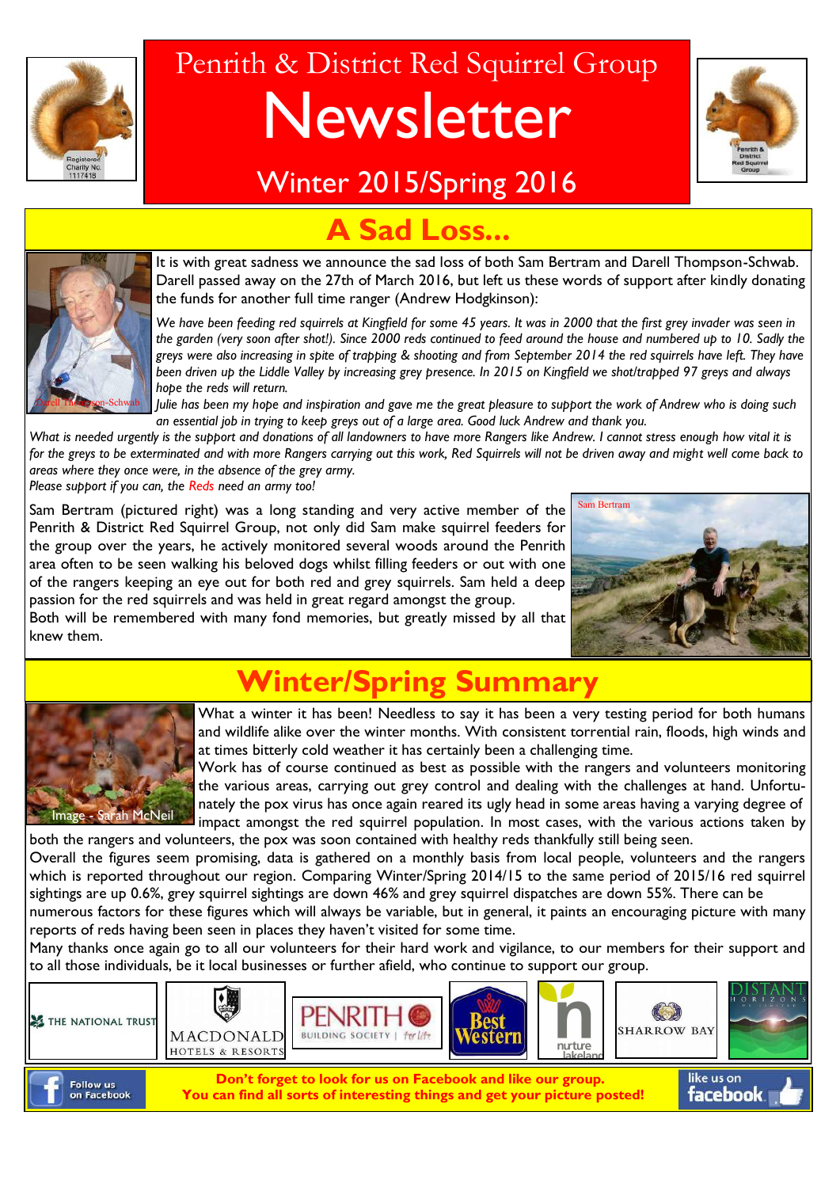# Penrith & District Red Squirrel Group

# Newsletter

## Winter 2015/Spring 2016

Registered Charity No. 1117418

## A Sad Loss...

Darell Thompson-Schwab

It is with great sadness we announce the sad loss of both Sam Bertram and Darell Thompson-Schwab. Darell passed away on the 27th of March 2016, but left us these words of support after kindly donating the funds for another full time ranger (Andrew Hodgkinson):

*We have been feeding red squirrels at Kingfield for some 45 years. It was in 2000 that the first grey invader was seen in the garden (very soon after shot!). Since 2000 reds continued to feed around the house and numbered up to 10. Sadly the greys were also increasing in spite of trapping & shooting and from September 2014 the red squirrels have left. They have been driven up the Liddle Valley by increasing grey presence. In 2015 on Kingfield we shot/trapped 97 greys and always hope the reds will return.*

*Julie has been my hope and inspiration and gave me the great pleasure to support the work of Andrew who is doing such an essential job in trying to keep greys out of a large area. Good luck Andrew and thank you.*

*What is needed urgently is the support and donations of all landowners to have more Rangers like Andrew. I cannot stress enough how vital it is for the greys to be exterminated and with more Rangers carrying out this work, Red Squirrels will not be driven away and might well come back to areas where they once were, in the absence of the grey army.*

*Please support if you can, the Reds need an army too!*

Sam Bertram

Sam Bertram (pictured right) was a long standing and very active member of the Penrith & District Red Squirrel Group, not only did Sam make squirrel feeders for the group over the years, he actively monitored several woods around the Penrith area often to be seen walking his beloved dogs whilst filling feeders or out with one of the rangers keeping an eye out for both red and grey squirrels. Sam held a deep passion for the red squirrels and was held in great regard amongst the group.

Both will be remembered with many fond memories, but greatly missed by all that knew them.

## Winter/Spring Summary

Image - Sarah McNeil

What a winter it has been! Needless to say it has been a very testing period for both humans and wildlife alike over the winter months. With consistent torrential rain, floods, high winds and at times bitterly cold weather it has certainly been a challenging time.

Work has of course continued as best as possible with the rangers and volunteers monitoring the various areas, carrying out grey control and dealing with the challenges at hand. Unfortunately the pox virus has once again reared its ugly head in some areas having a varying degree of impact amongst the red squirrel population. In most cases, with the various actions taken by both the rangers and volunteers, the pox was soon contained with healthy reds thankfully still being seen.

Overall the figures seem promising, data is gathered on a monthly basis from local people, volunteers and the rangers which is reported throughout our region. Comparing Winter/Spring 2014/15 to the same period of 2015/16 red squirrel sightings are up 0.6%, grey squirrel sightings are down 46% and grey squirrel dispatches are down 55%. There can be numerous factors for these figures which will always be variable, but in general, it paints an encouraging picture with many reports of reds having been seen in places they haven't visited for some time.

Many thanks once again go to all our volunteers for their hard work and vigilance, to our members for their support and to all those individuals, be it local businesses or further afield, who continue to support our group.

The National Trust | Macdonald Hotels & Resorts | Penrith Building Society | Best Western | nurture lakeland | Sharrow Bay | Distant Horizons

Follow us on Facebook

**Don't forget to look for us on Facebook and like our group.**
**You can find all sorts of interesting things and get your picture posted!**

like us on facebook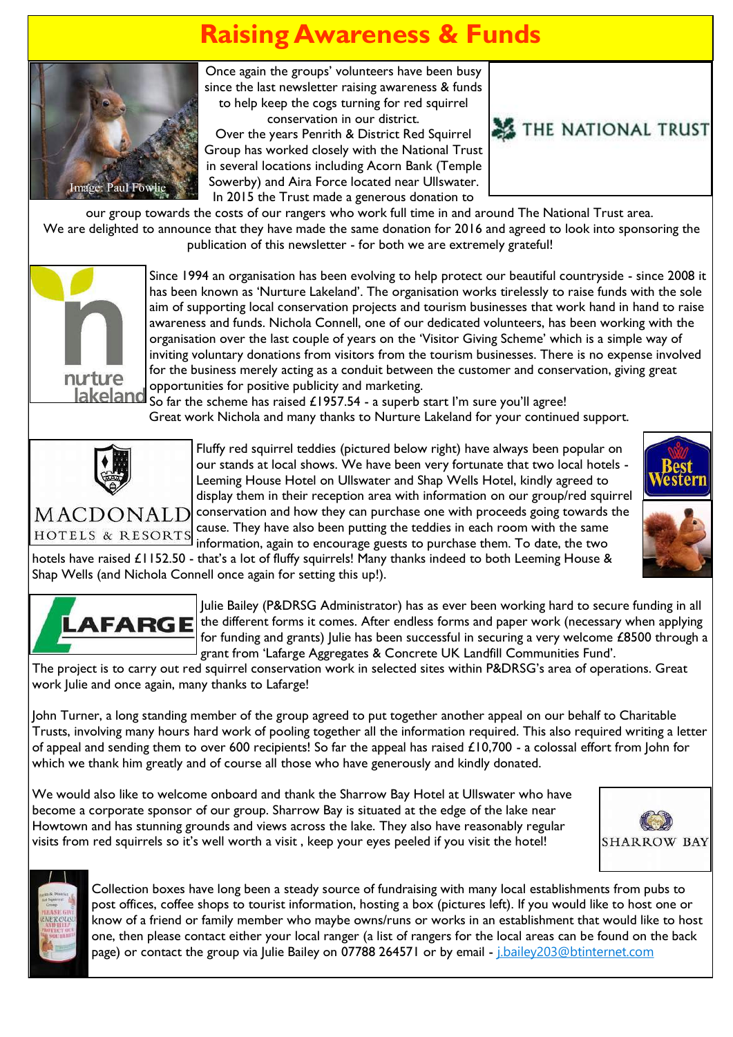# Raising Awareness & Funds

Image: Paul Fowlie

Once again the groups' volunteers have been busy since the last newsletter raising awareness & funds to help keep the cogs turning for red squirrel conservation in our district.

Over the years Penrith & District Red Squirrel Group has worked closely with the National Trust in several locations including Acorn Bank (Temple Sowerby) and Aira Force located near Ullswater. In 2015 the Trust made a generous donation to our group towards the costs of our rangers who work full time in and around The National Trust area. We are delighted to announce that they have made the same donation for 2016 and agreed to look into sponsoring the publication of this newsletter - for both we are extremely grateful!

Since 1994 an organisation has been evolving to help protect our beautiful countryside - since 2008 it has been known as 'Nurture Lakeland'. The organisation works tirelessly to raise funds with the sole aim of supporting local conservation projects and tourism businesses that work hand in hand to raise awareness and funds. Nichola Connell, one of our dedicated volunteers, has been working with the organisation over the last couple of years on the 'Visitor Giving Scheme' which is a simple way of inviting voluntary donations from visitors from the tourism businesses. There is no expense involved for the business merely acting as a conduit between the customer and conservation, giving great opportunities for positive publicity and marketing.

So far the scheme has raised £1957.54 - a superb start I'm sure you'll agree!

Great work Nichola and many thanks to Nurture Lakeland for your continued support.

Fluffy red squirrel teddies (pictured below right) have always been popular on our stands at local shows. We have been very fortunate that two local hotels - Leeming House Hotel on Ullswater and Shap Wells Hotel, kindly agreed to display them in their reception area with information on our group/red squirrel conservation and how they can purchase one with proceeds going towards the cause. They have also been putting the teddies in each room with the same information, again to encourage guests to purchase them. To date, the two hotels have raised £1152.50 - that's a lot of fluffy squirrels! Many thanks indeed to both Leeming House & Shap Wells (and Nichola Connell once again for setting this up!).

Julie Bailey (P&DRSG Administrator) has as ever been working hard to secure funding in all the different forms it comes. After endless forms and paper work (necessary when applying for funding and grants) Julie has been successful in securing a very welcome £8500 through a grant from 'Lafarge Aggregates & Concrete UK Landfill Communities Fund'.
The project is to carry out red squirrel conservation work in selected sites within P&DRSG's area of operations. Great work Julie and once again, many thanks to Lafarge!

John Turner, a long standing member of the group agreed to put together another appeal on our behalf to Charitable Trusts, involving many hours hard work of pooling together all the information required. This also required writing a letter of appeal and sending them to over 600 recipients! So far the appeal has raised £10,700 - a colossal effort from John for which we thank him greatly and of course all those who have generously and kindly donated.

We would also like to welcome onboard and thank the Sharrow Bay Hotel at Ullswater who have become a corporate sponsor of our group. Sharrow Bay is situated at the edge of the lake near Howtown and has stunning grounds and views across the lake. They also have reasonably regular visits from red squirrels so it's well worth a visit , keep your eyes peeled if you visit the hotel!

Collection boxes have long been a steady source of fundraising with many local establishments from pubs to post offices, coffee shops to tourist information, hosting a box (pictures left). If you would like to host one or know of a friend or family member who maybe owns/runs or works in an establishment that would like to host one, then please contact either your local ranger (a list of rangers for the local areas can be found on the back page) or contact the group via Julie Bailey on 07788 264571 or by email - j.bailey203@btinternet.com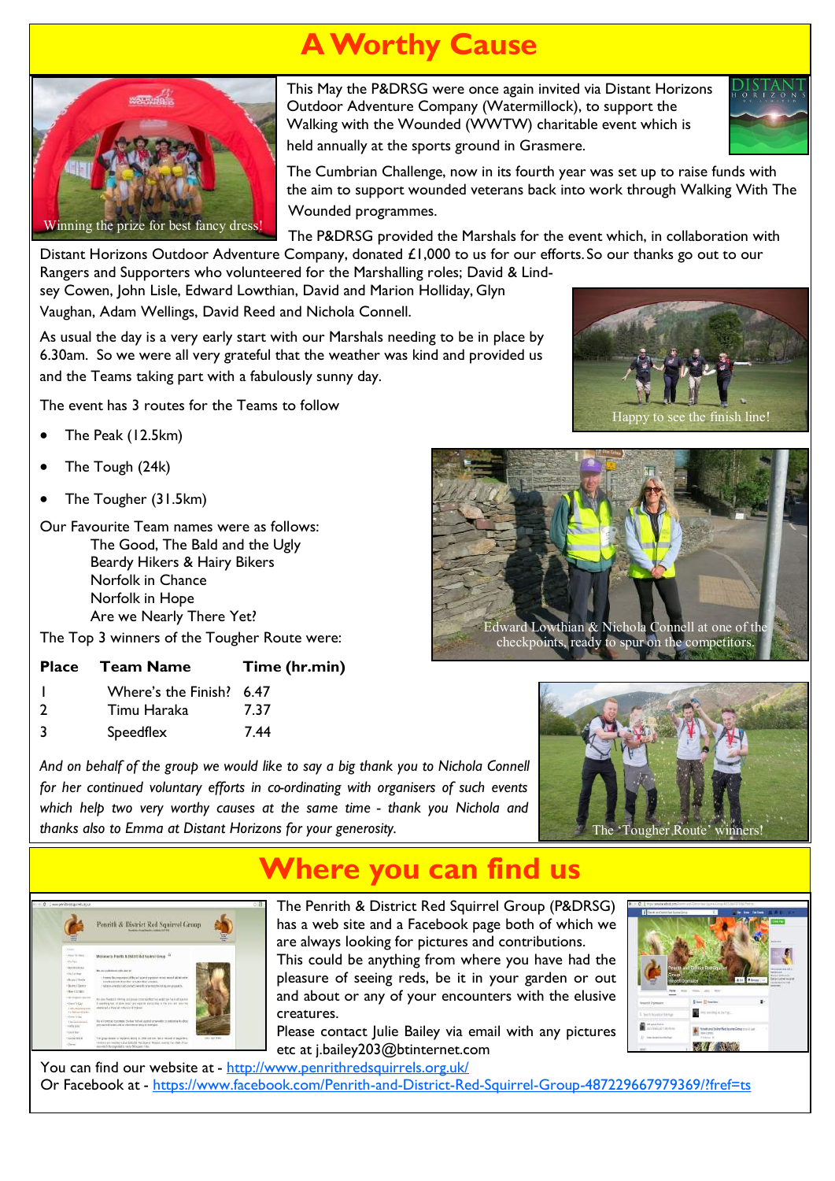# A Worthy Cause

Winning the prize for best fancy dress!

This May the P&DRSG were once again invited via Distant Horizons Outdoor Adventure Company (Watermillock), to support the Walking with the Wounded (WWTW) charitable event which is held annually at the sports ground in Grasmere.

The Cumbrian Challenge, now in its fourth year was set up to raise funds with the aim to support wounded veterans back into work through Walking With The Wounded programmes.

The P&DRSG provided the Marshals for the event which, in collaboration with Distant Horizons Outdoor Adventure Company, donated £1,000 to us for our efforts. So our thanks go out to our Rangers and Supporters who volunteered for the Marshalling roles; David & Lindsey Cowen, John Lisle, Edward Lowthian, David and Marion Holliday, Glyn Vaughan, Adam Wellings, David Reed and Nichola Connell.

Happy to see the finish line!

As usual the day is a very early start with our Marshals needing to be in place by 6.30am. So we were all very grateful that the weather was kind and provided us and the Teams taking part with a fabulously sunny day.

The event has 3 routes for the Teams to follow

- The Peak (12.5km)
- The Tough (24k)
- The Tougher (31.5km)

Our Favourite Team names were as follows:

The Good, The Bald and the Ugly
Beardy Hikers & Hairy Bikers
Norfolk in Chance
Norfolk in Hope
Are we Nearly There Yet?

Edward Lowthian & Nichola Connell at one of the checkpoints, ready to spur on the competitors.

The Top 3 winners of the Tougher Route were:

| Place | Team Name | Time (hr.min) |
|---|---|---|
| 1 | Where's the Finish? | 6.47 |
| 2 | Timu Haraka | 7.37 |
| 3 | Speedflex | 7.44 |

*And on behalf of the group we would like to say a big thank you to Nichola Connell for her continued voluntary efforts in co-ordinating with organisers of such events which help two very worthy causes at the same time - thank you Nichola and thanks also to Emma at Distant Horizons for your generosity.*

The 'Tougher Route' winners!

# Where you can find us

The Penrith & District Red Squirrel Group (P&DRSG) has a web site and a Facebook page both of which we are always looking for pictures and contributions.

This could be anything from where you have had the pleasure of seeing reds, be it in your garden or out and about or any of your encounters with the elusive creatures.

Please contact Julie Bailey via email with any pictures etc at j.bailey203@btinternet.com

You can find our website at - http://www.penrithredsquirrels.org.uk/

Or Facebook at - https://www.facebook.com/Penrith-and-District-Red-Squirrel-Group-487229667979369/?fref=ts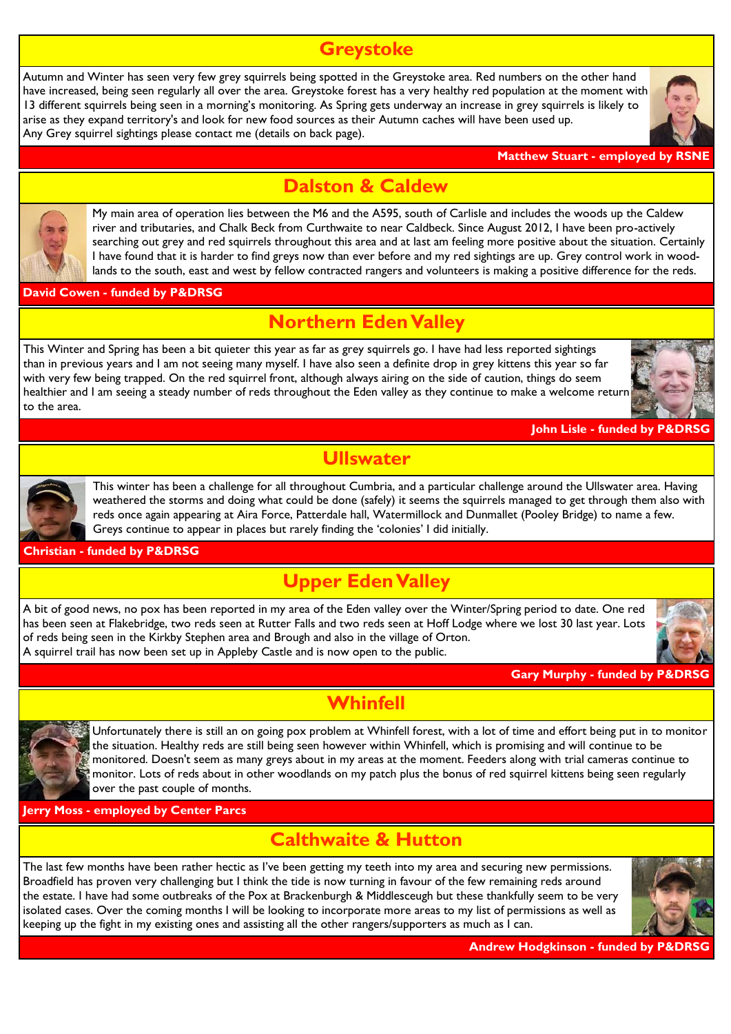## Greystoke

Autumn and Winter has seen very few grey squirrels being spotted in the Greystoke area. Red numbers on the other hand have increased, being seen regularly all over the area. Greystoke forest has a very healthy red population at the moment with 13 different squirrels being seen in a morning's monitoring. As Spring gets underway an increase in grey squirrels is likely to arise as they expand territory's and look for new food sources as their Autumn caches will have been used up.
Any Grey squirrel sightings please contact me (details on back page).

**Matthew Stuart - employed by RSNE**

## Dalston & Caldew

My main area of operation lies between the M6 and the A595, south of Carlisle and includes the woods up the Caldew river and tributaries, and Chalk Beck from Curthwaite to near Caldbeck. Since August 2012, I have been pro-actively searching out grey and red squirrels throughout this area and at last am feeling more positive about the situation. Certainly I have found that it is harder to find greys now than ever before and my red sightings are up. Grey control work in wood-lands to the south, east and west by fellow contracted rangers and volunteers is making a positive difference for the reds.

**David Cowen - funded by P&DRSG**

## Northern Eden Valley

This Winter and Spring has been a bit quieter this year as far as grey squirrels go. I have had less reported sightings than in previous years and I am not seeing many myself. I have also seen a definite drop in grey kittens this year so far with very few being trapped. On the red squirrel front, although always airing on the side of caution, things do seem healthier and I am seeing a steady number of reds throughout the Eden valley as they continue to make a welcome return to the area.

**John Lisle - funded by P&DRSG**

## Ullswater

This winter has been a challenge for all throughout Cumbria, and a particular challenge around the Ullswater area. Having weathered the storms and doing what could be done (safely) it seems the squirrels managed to get through them also with reds once again appearing at Aira Force, Patterdale hall, Watermillock and Dunmallet (Pooley Bridge) to name a few. Greys continue to appear in places but rarely finding the 'colonies' I did initially.

**Christian - funded by P&DRSG**

## Upper Eden Valley

A bit of good news, no pox has been reported in my area of the Eden valley over the Winter/Spring period to date. One red has been seen at Flakebridge, two reds seen at Rutter Falls and two reds seen at Hoff Lodge where we lost 30 last year. Lots of reds being seen in the Kirkby Stephen area and Brough and also in the village of Orton.
A squirrel trail has now been set up in Appleby Castle and is now open to the public.

**Gary Murphy - funded by P&DRSG**

## Whinfell

Unfortunately there is still an on going pox problem at Whinfell forest, with a lot of time and effort being put in to monitor the situation. Healthy reds are still being seen however within Whinfell, which is promising and will continue to be monitored. Doesn't seem as many greys about in my areas at the moment. Feeders along with trial cameras continue to monitor. Lots of reds about in other woodlands on my patch plus the bonus of red squirrel kittens being seen regularly over the past couple of months.

**Jerry Moss - employed by Center Parcs**

## Calthwaite & Hutton

The last few months have been rather hectic as I've been getting my teeth into my area and securing new permissions. Broadfield has proven very challenging but I think the tide is now turning in favour of the few remaining reds around the estate. I have had some outbreaks of the Pox at Brackenburgh & Middlesceugh but these thankfully seem to be very isolated cases. Over the coming months I will be looking to incorporate more areas to my list of permissions as well as keeping up the fight in my existing ones and assisting all the other rangers/supporters as much as I can.

**Andrew Hodgkinson - funded by P&DRSG**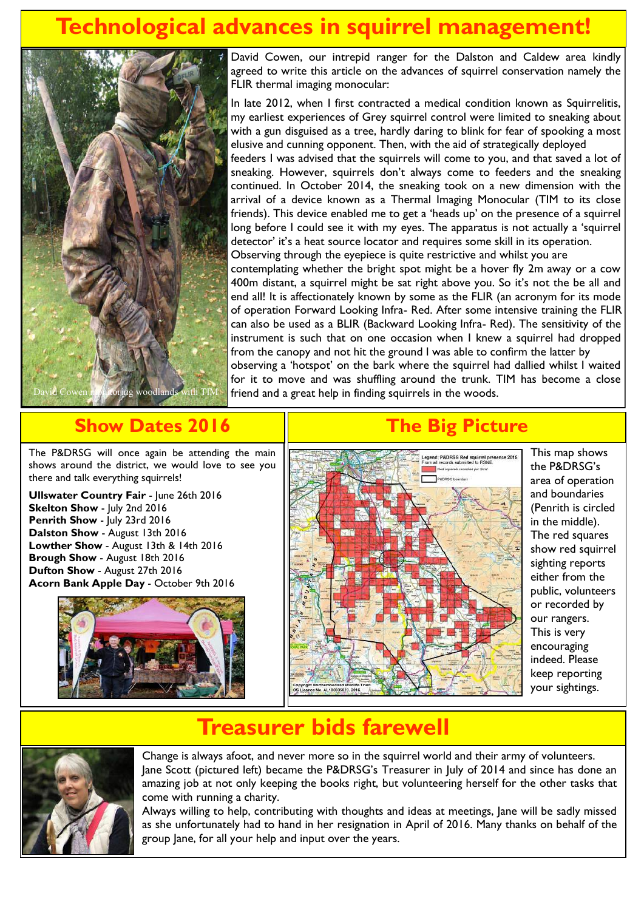# Technological advances in squirrel management!

David Cowen monitoring woodlands with TIM

David Cowen, our intrepid ranger for the Dalston and Caldew area kindly agreed to write this article on the advances of squirrel conservation namely the FLIR thermal imaging monocular:

In late 2012, when I first contracted a medical condition known as Squirrelitis, my earliest experiences of Grey squirrel control were limited to sneaking about with a gun disguised as a tree, hardly daring to blink for fear of spooking a most elusive and cunning opponent. Then, with the aid of strategically deployed feeders I was advised that the squirrels will come to you, and that saved a lot of sneaking. However, squirrels don't always come to feeders and the sneaking continued. In October 2014, the sneaking took on a new dimension with the arrival of a device known as a Thermal Imaging Monocular (TIM to its close friends). This device enabled me to get a 'heads up' on the presence of a squirrel long before I could see it with my eyes. The apparatus is not actually a 'squirrel detector' it's a heat source locator and requires some skill in its operation. Observing through the eyepiece is quite restrictive and whilst you are contemplating whether the bright spot might be a hover fly 2m away or a cow 400m distant, a squirrel might be sat right above you. So it's not the be all and end all! It is affectionately known by some as the FLIR (an acronym for its mode of operation Forward Looking Infra- Red. After some intensive training the FLIR can also be used as a BLIR (Backward Looking Infra- Red). The sensitivity of the instrument is such that on one occasion when I knew a squirrel had dropped from the canopy and not hit the ground I was able to confirm the latter by observing a 'hotspot' on the bark where the squirrel had dallied whilst I waited for it to move and was shuffling around the trunk. TIM has become a close friend and a great help in finding squirrels in the woods.

## Show Dates 2016

The P&DRSG will once again be attending the main shows around the district, we would love to see you there and talk everything squirrels!

**Ullswater Country Fair** - June 26th 2016
**Skelton Show** - July 2nd 2016
**Penrith Show** - July 23rd 2016
**Dalston Show** - August 13th 2016
**Lowther Show** - August 13th & 14th 2016
**Brough Show** - August 18th 2016
**Dufton Show** - August 27th 2016
**Acorn Bank Apple Day** - October 9th 2016

## The Big Picture

This map shows the P&DRSG's area of operation and boundaries (Penrith is circled in the middle). The red squares show red squirrel sighting reports either from the public, volunteers or recorded by our rangers. This is very encouraging indeed. Please keep reporting your sightings.

# Treasurer bids farewell

Change is always afoot, and never more so in the squirrel world and their army of volunteers. Jane Scott (pictured left) became the P&DRSG's Treasurer in July of 2014 and since has done an amazing job at not only keeping the books right, but volunteering herself for the other tasks that come with running a charity.

Always willing to help, contributing with thoughts and ideas at meetings, Jane will be sadly missed as she unfortunately had to hand in her resignation in April of 2016. Many thanks on behalf of the group Jane, for all your help and input over the years.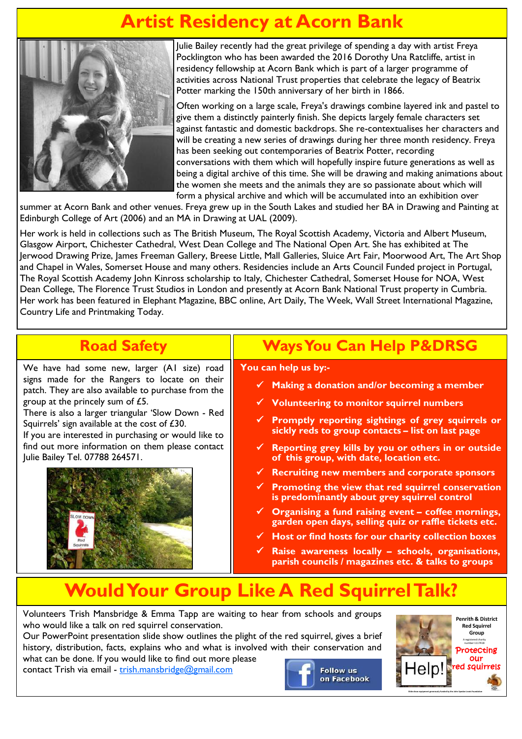# Artist Residency at Acorn Bank

Julie Bailey recently had the great privilege of spending a day with artist Freya Pocklington who has been awarded the 2016 Dorothy Una Ratcliffe, artist in residency fellowship at Acorn Bank which is part of a larger programme of activities across National Trust properties that celebrate the legacy of Beatrix Potter marking the 150th anniversary of her birth in 1866.

Often working on a large scale, Freya's drawings combine layered ink and pastel to give them a distinctly painterly finish. She depicts largely female characters set against fantastic and domestic backdrops. She re-contextualises her characters and will be creating a new series of drawings during her three month residency. Freya has been seeking out contemporaries of Beatrix Potter, recording conversations with them which will hopefully inspire future generations as well as being a digital archive of this time. She will be drawing and making animations about the women she meets and the animals they are so passionate about which will form a physical archive and which will be accumulated into an exhibition over summer at Acorn Bank and other venues. Freya grew up in the South Lakes and studied her BA in Drawing and Painting at Edinburgh College of Art (2006) and an MA in Drawing at UAL (2009).

Her work is held in collections such as The British Museum, The Royal Scottish Academy, Victoria and Albert Museum, Glasgow Airport, Chichester Cathedral, West Dean College and The National Open Art. She has exhibited at The Jerwood Drawing Prize, James Freeman Gallery, Breese Little, Mall Galleries, Sluice Art Fair, Moorwood Art, The Art Shop and Chapel in Wales, Somerset House and many others. Residencies include an Arts Council Funded project in Portugal, The Royal Scottish Academy John Kinross scholarship to Italy, Chichester Cathedral, Somerset House for NOA, West Dean College, The Florence Trust Studios in London and presently at Acorn Bank National Trust property in Cumbria. Her work has been featured in Elephant Magazine, BBC online, Art Daily, The Week, Wall Street International Magazine, Country Life and Printmaking Today.

## Road Safety

We have had some new, larger (A1 size) road signs made for the Rangers to locate on their patch. They are also available to purchase from the group at the princely sum of £5.

There is also a larger triangular 'Slow Down - Red Squirrels' sign available at the cost of £30.

If you are interested in purchasing or would like to find out more information on them please contact Julie Bailey Tel. 07788 264571.

## Ways You Can Help P&DRSG

**You can help us by:-**

- ✓ **Making a donation and/or becoming a member**
- ✓ **Volunteering to monitor squirrel numbers**
- ✓ **Promptly reporting sightings of grey squirrels or sickly reds to group contacts – list on last page**
- ✓ **Reporting grey kills by you or others in or outside of this group, with date, location etc.**
- ✓ **Recruiting new members and corporate sponsors**
- ✓ **Promoting the view that red squirrel conservation is predominantly about grey squirrel control**
- ✓ **Organising a fund raising event – coffee mornings, garden open days, selling quiz or raffle tickets etc.**
- ✓ **Host or find hosts for our charity collection boxes**
- ✓ **Raise awareness locally – schools, organisations, parish councils / magazines etc. & talks to groups**

# Would Your Group Like A Red Squirrel Talk?

Volunteers Trish Mansbridge & Emma Tapp are waiting to hear from schools and groups who would like a talk on red squirrel conservation.

Our PowerPoint presentation slide show outlines the plight of the red squirrel, gives a brief history, distribution, facts, explains who and what is involved with their conservation and what can be done. If you would like to find out more please contact Trish via email - trish.mansbridge@gmail.com

Follow us on Facebook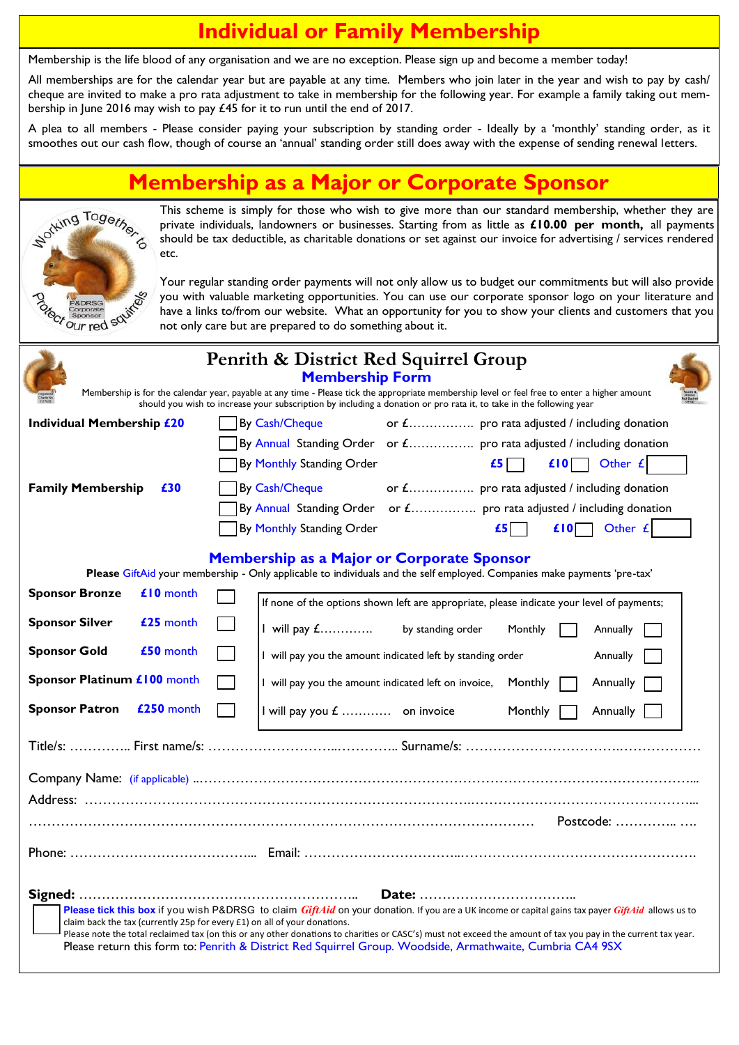# Individual or Family Membership

Membership is the life blood of any organisation and we are no exception. Please sign up and become a member today!

All memberships are for the calendar year but are payable at any time. Members who join later in the year and wish to pay by cash/ cheque are invited to make a pro rata adjustment to take in membership for the following year. For example a family taking out membership in June 2016 may wish to pay £45 for it to run until the end of 2017.

A plea to all members - Please consider paying your subscription by standing order - Ideally by a 'monthly' standing order, as it smoothes out our cash flow, though of course an 'annual' standing order still does away with the expense of sending renewal letters.

# Membership as a Major or Corporate Sponsor

Working Together to Protect our red squirrels — F&DRSG Corporate Sponsor

This scheme is simply for those who wish to give more than our standard membership, whether they are private individuals, landowners or businesses. Starting from as little as **£10.00 per month,** all payments should be tax deductible, as charitable donations or set against our invoice for advertising / services rendered etc.

Your regular standing order payments will not only allow us to budget our commitments but will also provide you with valuable marketing opportunities. You can use our corporate sponsor logo on your literature and have a links to/from our website. What an opportunity for you to show your clients and customers that you not only care but are prepared to do something about it.

## Penrith & District Red Squirrel Group

### Membership Form

Membership is for the calendar year, payable at any time - Please tick the appropriate membership level or feel free to enter a higher amount should you wish to increase your subscription by including a donation or pro rata it, to take in the following year

**Individual Membership £20**

- ☐ By Cash/Cheque or £……………. pro rata adjusted / including donation
- ☐ By Annual Standing Order or £……………. pro rata adjusted / including donation
- ☐ By Monthly Standing Order £5 ☐ £10 ☐ Other £ ☐

**Family Membership £30**

- ☐ By Cash/Cheque or £……………. pro rata adjusted / including donation
- ☐ By Annual Standing Order or £……………. pro rata adjusted / including donation
- ☐ By Monthly Standing Order £5 ☐ £10 ☐ Other £ ☐

### Membership as a Major or Corporate Sponsor

**Please** GiftAid your membership - Only applicable to individuals and the self employed. Companies make payments 'pre-tax'

| | | | |
|---|---|---|---|
| **Sponsor Bronze** | **£10** month | ☐ | If none of the options shown left are appropriate, please indicate your level of payments; |
| **Sponsor Silver** | **£25** month | ☐ | I will pay £…………. by standing order Monthly ☐ Annually ☐ |
| **Sponsor Gold** | **£50** month | ☐ | I will pay you the amount indicated left by standing order Annually ☐ |
| **Sponsor Platinum** | **£100** month | ☐ | I will pay you the amount indicated left on invoice, Monthly ☐ Annually ☐ |
| **Sponsor Patron** | **£250** month | ☐ | I will pay you £ ………… on invoice Monthly ☐ Annually ☐ |

Title/s: ………….. First name/s: ………………………..………….. Surname/s: ……………………………..………………

Company Name: (if applicable) ………………………………………………………………………………………………...

Address: ……………………………………………………………………………………………………………………...

………………………………………………………………………………………………… Postcode: ………….. ….

Phone: …………………………………... Email: ……………………………..…………………………………………….

**Signed:** ……………………………………………………….. **Date:** ……………………………..

☐ **Please tick this box** if you wish P&DRSG to claim *GiftAid* on your donation. If you are a UK income or capital gains tax payer *GiftAid* allows us to claim back the tax (currently 25p for every £1) on all of your donations.
Please note the total reclaimed tax (on this or any other donations to charities or CASC's) must not exceed the amount of tax you pay in the current tax year.

Please return this form to: Penrith & District Red Squirrel Group. Woodside, Armathwaite, Cumbria CA4 9SX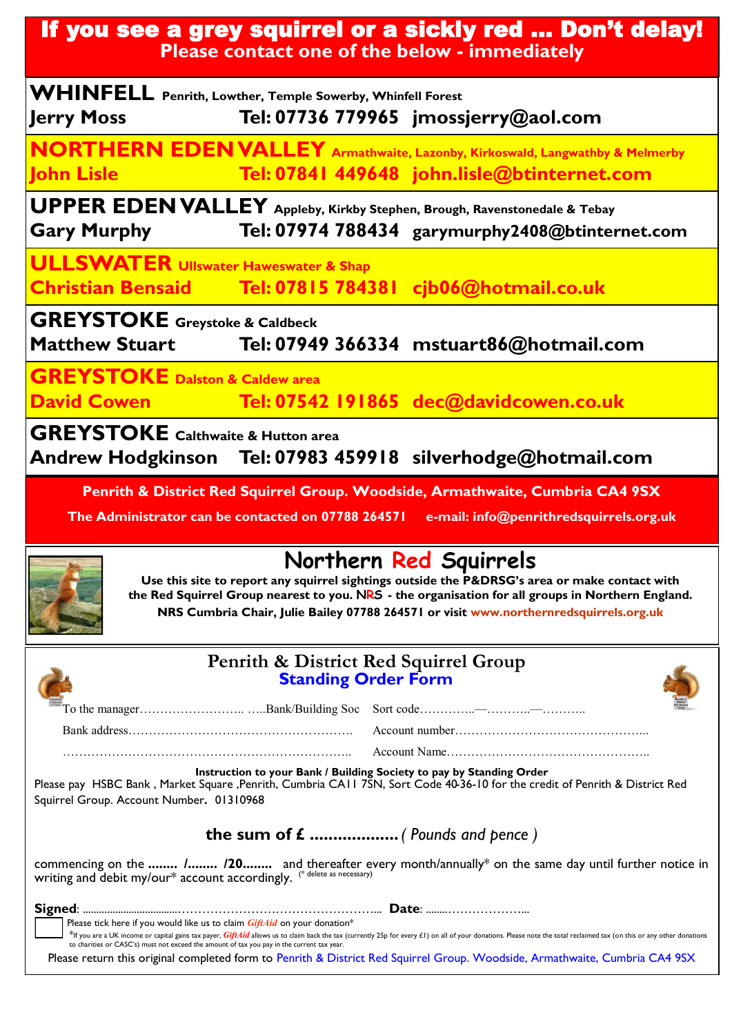# If you see a grey squirrel or a sickly red … Don't delay!

**Please contact one of the below - immediately**

**WHINFELL** Penrith, Lowther, Temple Sowerby, Whinfell Forest
**Jerry Moss** Tel: 07736 779965 jmossjerry@aol.com

**NORTHERN EDEN VALLEY** Armathwaite, Lazonby, Kirkoswald, Langwathby & Melmerby
**John Lisle** Tel: 07841 449648 john.lisle@btinternet.com

**UPPER EDEN VALLEY** Appleby, Kirkby Stephen, Brough, Ravenstonedale & Tebay
**Gary Murphy** Tel: 07974 788434 garymurphy2408@btinternet.com

**ULLSWATER** Ullswater Haweswater & Shap
**Christian Bensaid** Tel: 07815 784381 cjb06@hotmail.co.uk

**GREYSTOKE** Greystoke & Caldbeck
**Matthew Stuart** Tel: 07949 366334 mstuart86@hotmail.com

**GREYSTOKE** Dalston & Caldew area
**David Cowen** Tel: 07542 191865 dec@davidcowen.co.uk

**GREYSTOKE** Calthwaite & Hutton area
**Andrew Hodgkinson** Tel: 07983 459918 silverhodge@hotmail.com

**Penrith & District Red Squirrel Group. Woodside, Armathwaite, Cumbria CA4 9SX**

**The Administrator can be contacted on 07788 264571 e-mail: info@penrithredsquirrels.org.uk**

## Northern Red Squirrels

**Use this site to report any squirrel sightings outside the P&DRSG's area or make contact with the Red Squirrel Group nearest to you. NRS - the organisation for all groups in Northern England.**
**NRS Cumbria Chair, Julie Bailey 07788 264571 or visit www.northernredsquirrels.org.uk**

## Penrith & District Red Squirrel Group
### Standing Order Form

To the manager…………………….. …..Bank/Building Soc Sort code…………..—………..—………..

Bank address……………………………………………. Account number………………………………………...

……………………………………………………………….. Account Name…………………………………………..

**Instruction to your Bank / Building Society to pay by Standing Order**
Please pay HSBC Bank , Market Square ,Penrith, Cumbria CA11 7SN, Sort Code 40-36-10 for the credit of Penrith & District Red Squirrel Group. Account Number**.** 01310968

**the sum of £ ..................** *( Pounds and pence )*

commencing on the **........ /........ /20........** and thereafter every month/annually* on the same day until further notice in writing and debit my/our* account accordingly. (* delete as necessary)

**Signed**: ...................................…………………………………………... **Date**: ........……………….....

☐ Please tick here if you would like us to claim *GiftAid* on your donation*

*If you are a UK income or capital gains tax payer, *GiftAid* allows us to claim back the tax (currently 25p for every £1) on all of your donations. Please note the total reclaimed tax (on this or any other donations to charities or CASC's) must not exceed the amount of tax you pay in the current tax year.

Please return this original completed form to Penrith & District Red Squirrel Group. Woodside, Armathwaite, Cumbria CA4 9SX